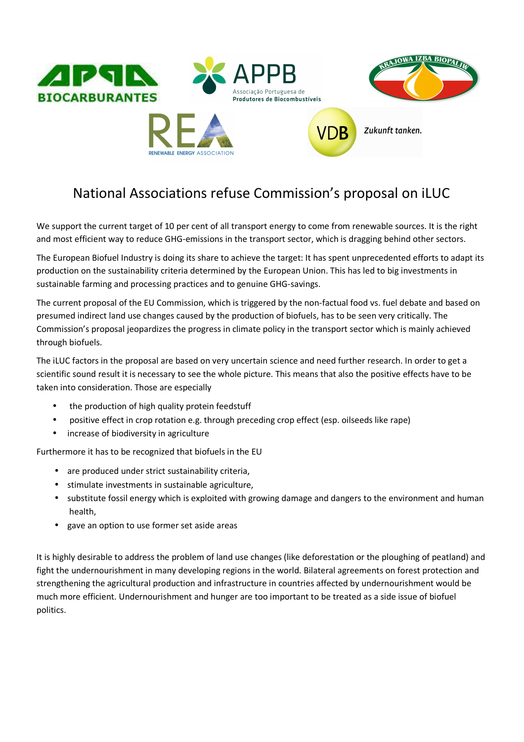# National Associations refuse Commission's proposal on iLUC

We support the current target of 10 per cent of all transport energy to come from renewable sources. It is the right and most efficient way to reduce GHG-emissions in the transport sector, which is dragging behind other sectors.

The European Biofuel Industry is doing its share to achieve the target: It has spent unprecedented efforts to adapt its production on the sustainability criteria determined by the European Union. This has led to big investments in sustainable farming and processing practices and to genuine GHG-savings.

The current proposal of the EU Commission, which is triggered by the non-factual food vs. fuel debate and based on presumed indirect land use changes caused by the production of biofuels, has to be seen very critically. The Commission's proposal jeopardizes the progress in climate policy in the transport sector which is mainly achieved through biofuels.

The iLUC factors in the proposal are based on very uncertain science and need further research. In order to get a scientific sound result it is necessary to see the whole picture. This means that also the positive effects have to be taken into consideration. Those are especially

- the production of high quality protein feedstuff
- positive effect in crop rotation e.g. through preceding crop effect (esp. oilseeds like rape)
- increase of biodiversity in agriculture

Furthermore it has to be recognized that biofuels in the EU

- are produced under strict sustainability criteria,
- stimulate investments in sustainable agriculture,
- substitute fossil energy which is exploited with growing damage and dangers to the environment and human health,
- gave an option to use former set aside areas

It is highly desirable to address the problem of land use changes (like deforestation or the ploughing of peatland) and fight the undernourishment in many developing regions in the world. Bilateral agreements on forest protection and strengthening the agricultural production and infrastructure in countries affected by undernourishment would be much more efficient. Undernourishment and hunger are too important to be treated as a side issue of biofuel politics.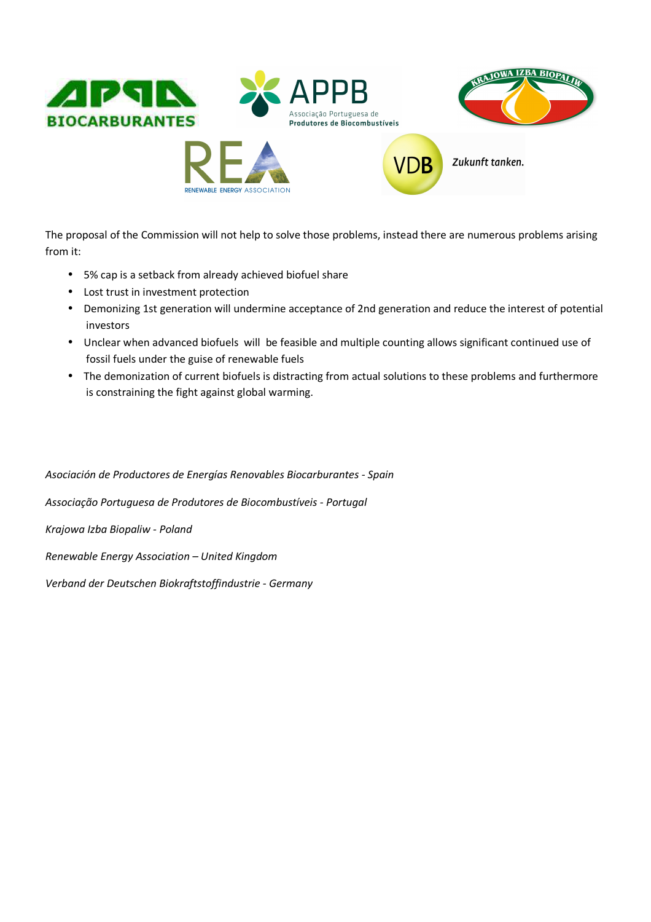The proposal of the Commission will not help to solve those problems, instead there are numerous problems arising from it:

- 5% cap is a setback from already achieved biofuel share
- Lost trust in investment protection
- Demonizing 1st generation will undermine acceptance of 2nd generation and reduce the interest of potential investors
- Unclear when advanced biofuels will be feasible and multiple counting allows significant continued use of fossil fuels under the guise of renewable fuels
- The demonization of current biofuels is distracting from actual solutions to these problems and furthermore is constraining the fight against global warming.

*Asociación de Productores de Energías Renovables Biocarburantes - Spain*

*Associação Portuguesa de Produtores de Biocombustíveis - Portugal*

*Krajowa Izba Biopaliw - Poland*

*Renewable Energy Association – United Kingdom*

*Verband der Deutschen Biokraftstoffindustrie - Germany*